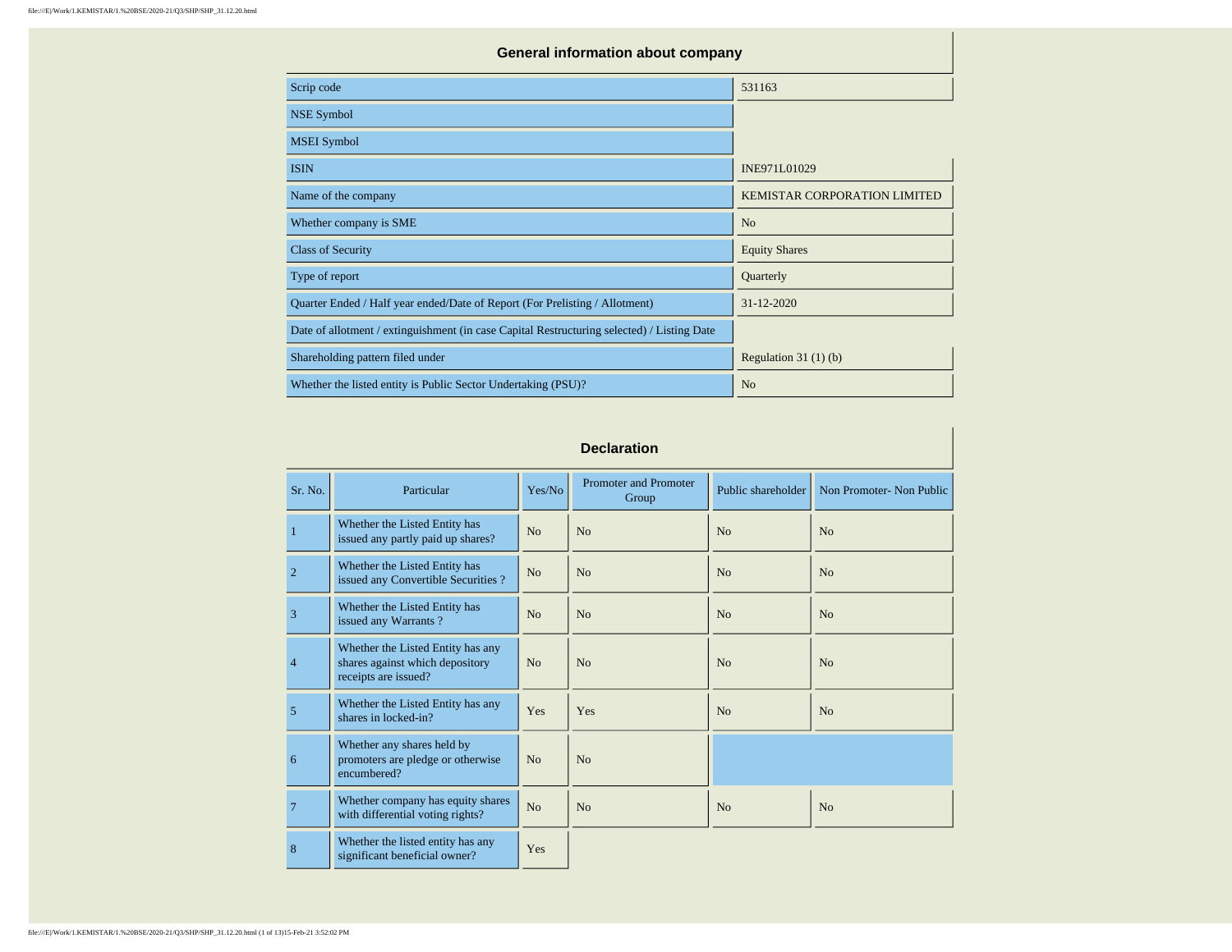## General information about company

| | |
|---|---|
| Scrip code | 531163 |
| NSE Symbol | |
| MSEI Symbol | |
| ISIN | INE971L01029 |
| Name of the company | KEMISTAR CORPORATION LIMITED |
| Whether company is SME | No |
| Class of Security | Equity Shares |
| Type of report | Quarterly |
| Quarter Ended / Half year ended/Date of Report (For Prelisting / Allotment) | 31-12-2020 |
| Date of allotment / extinguishment (in case Capital Restructuring selected) / Listing Date | |
| Shareholding pattern filed under | Regulation 31 (1) (b) |
| Whether the listed entity is Public Sector Undertaking (PSU)? | No |

## Declaration

| Sr. No. | Particular | Yes/No | Promoter and Promoter Group | Public shareholder | Non Promoter- Non Public |
|---|---|---|---|---|---|
| 1 | Whether the Listed Entity has issued any partly paid up shares? | No | No | No | No |
| 2 | Whether the Listed Entity has issued any Convertible Securities ? | No | No | No | No |
| 3 | Whether the Listed Entity has issued any Warrants ? | No | No | No | No |
| 4 | Whether the Listed Entity has any shares against which depository receipts are issued? | No | No | No | No |
| 5 | Whether the Listed Entity has any shares in locked-in? | Yes | Yes | No | No |
| 6 | Whether any shares held by promoters are pledge or otherwise encumbered? | No | No | | |
| 7 | Whether company has equity shares with differential voting rights? | No | No | No | No |
| 8 | Whether the listed entity has any significant beneficial owner? | Yes | | | |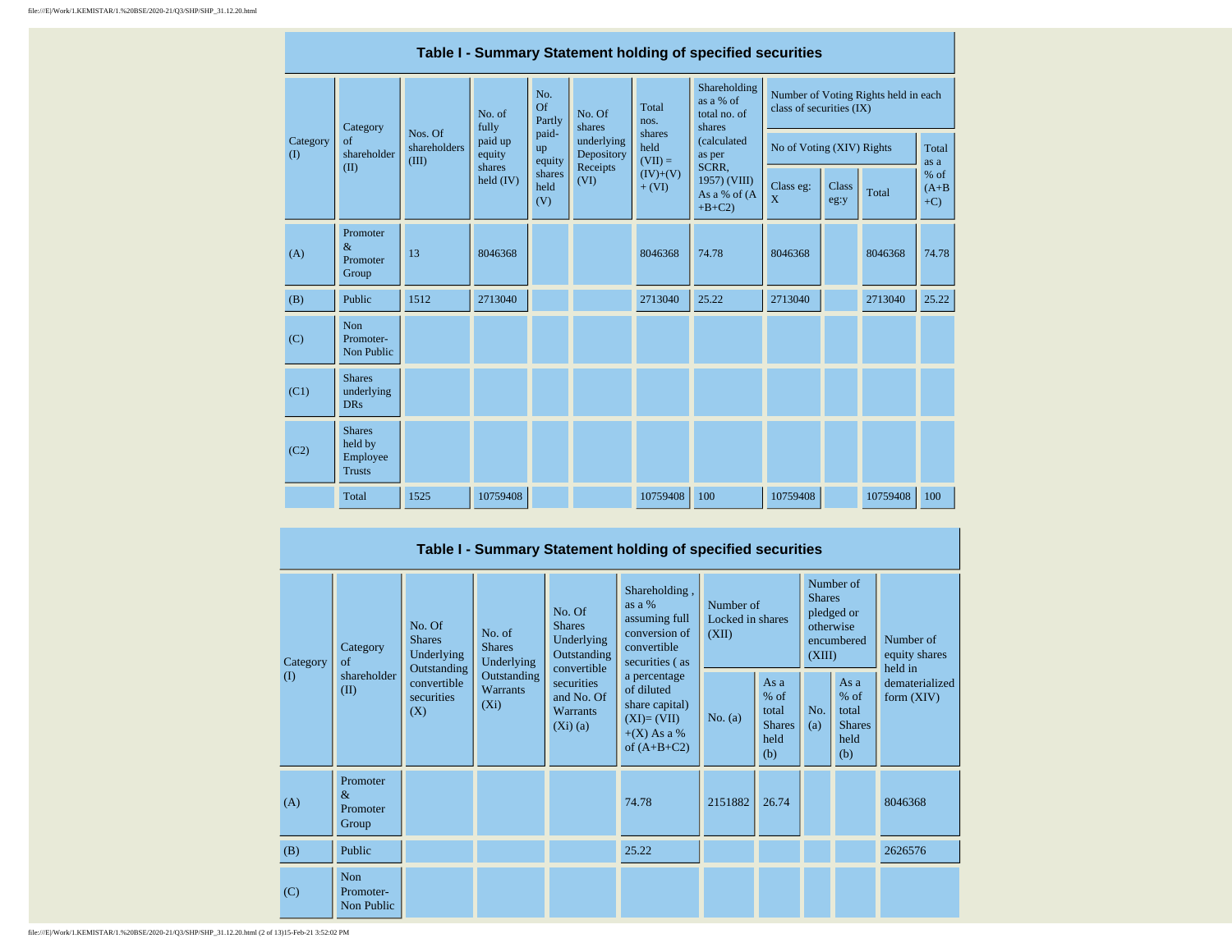## Table I - Summary Statement holding of specified securities

| Category (I) | Category of shareholder (II) | Nos. Of shareholders (III) | No. of fully paid up equity shares held (IV) | No. Of Partly paid-up equity shares held (V) | No. Of shares underlying Depository Receipts (VI) | Total nos. shares held (VII) = (IV)+(V)+ (VI) | Shareholding as a % of total no. of shares (calculated as per SCRR, 1957) (VIII) As a % of (A+B+C2) | Number of Voting Rights held in each class of securities (IX) | | | |
|---|---|---|---|---|---|---|---|---|---|---|---|
| | | | | | | | | No of Voting (XIV) Rights | | | Total as a % of (A+B+C) |
| | | | | | | | | Class eg: X | Class eg:y | Total | |
| (A) | Promoter & Promoter Group | 13 | 8046368 | | | 8046368 | 74.78 | 8046368 | | 8046368 | 74.78 |
| (B) | Public | 1512 | 2713040 | | | 2713040 | 25.22 | 2713040 | | 2713040 | 25.22 |
| (C) | Non Promoter- Non Public | | | | | | | | | | |
| (C1) | Shares underlying DRs | | | | | | | | | | |
| (C2) | Shares held by Employee Trusts | | | | | | | | | | |
| | Total | 1525 | 10759408 | | | 10759408 | 100 | 10759408 | | 10759408 | 100 |

## Table I - Summary Statement holding of specified securities

| Category (I) | Category of shareholder (II) | No. Of Shares Underlying Outstanding convertible securities (X) | No. of Shares Underlying Outstanding Warrants (Xi) | No. Of Shares Underlying Outstanding convertible securities and No. Of Warrants (Xi) (a) | Shareholding , as a % assuming full conversion of convertible securities ( as a percentage of diluted share capital) (XI)= (VII)+(X) As a % of (A+B+C2) | Number of Locked in shares (XII) | | Number of Shares pledged or otherwise encumbered (XIII) | | Number of equity shares held in dematerialized form (XIV) |
|---|---|---|---|---|---|---|---|---|---|---|
| | | | | | | No. (a) | As a % of total Shares held (b) | No. (a) | As a % of total Shares held (b) | |
| (A) | Promoter & Promoter Group | | | | 74.78 | 2151882 | 26.74 | | | 8046368 |
| (B) | Public | | | | 25.22 | | | | | 2626576 |
| (C) | Non Promoter- Non Public | | | | | | | | | |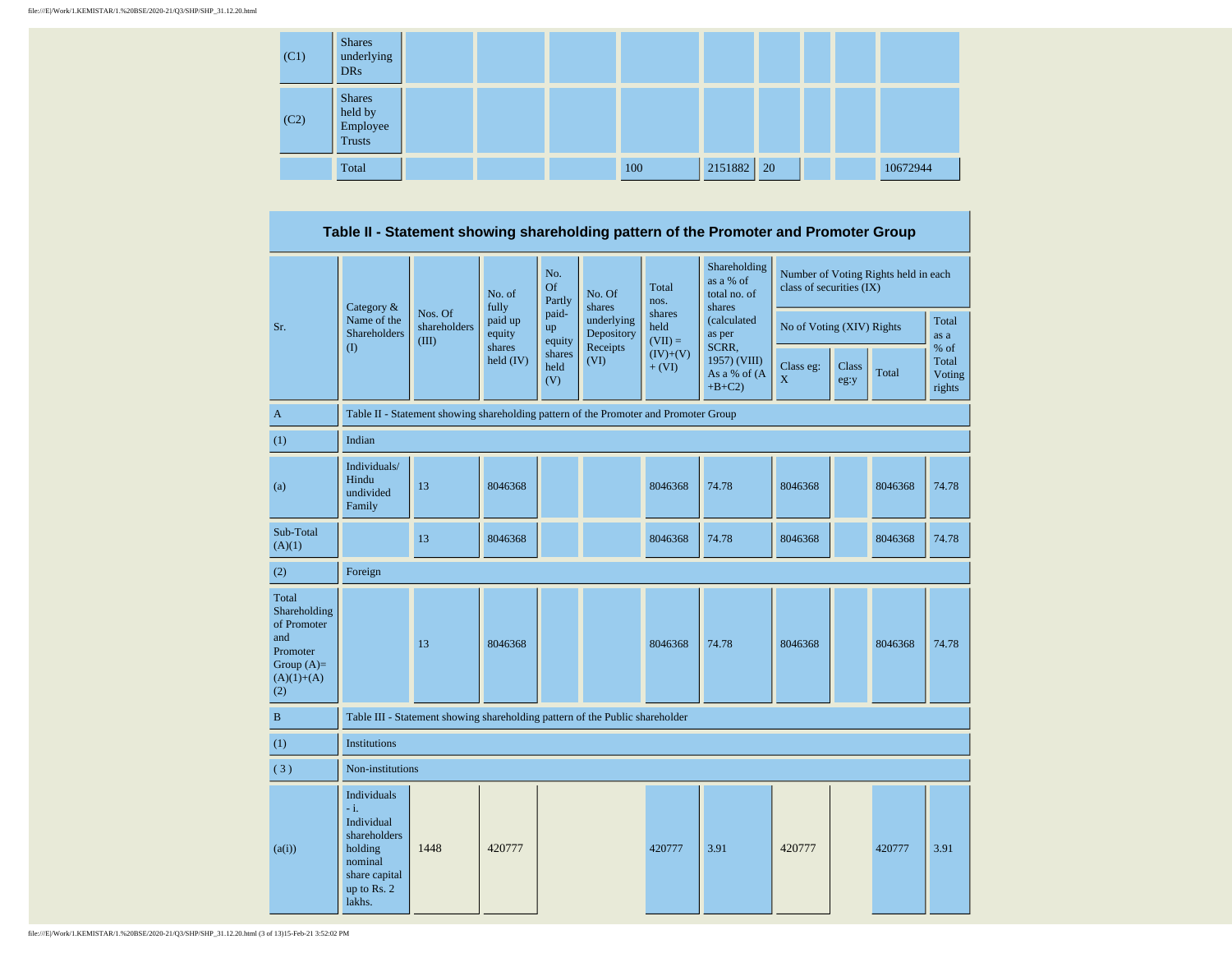| | | | | | | | | | |
|---|---|---|---|---|---|---|---|---|---|
| (C1) | Shares underlying DRs | | | | | | | | |
| (C2) | Shares held by Employee Trusts | | | | | | | | |
| | Total | | | | 100 | 2151882 | 20 | | 10672944 |

## Table II - Statement showing shareholding pattern of the Promoter and Promoter Group

| Sr. | Category & Name of the Shareholders (I) | Nos. Of shareholders (III) | No. of fully paid up equity shares held (IV) | No. Of Partly paid-up equity shares held (V) | No. Of shares underlying Depository Receipts (VI) | Total nos. shares held (VII) = (IV)+(V)+ (VI) | Shareholding as a % of total no. of shares (calculated as per SCRR, 1957) (VIII) As a % of (A+B+C2) | Number of Voting Rights held in each class of securities (IX) | | | |
|---|---|---|---|---|---|---|---|---|---|---|---|
| | | | | | | | | No of Voting (XIV) Rights | | | Total as a % of Total Voting rights |
| | | | | | | | | Class eg: X | Class eg:y | Total | |
| A | Table II - Statement showing shareholding pattern of the Promoter and Promoter Group | | | | | | | | | | |
| (1) | Indian | | | | | | | | | | |
| (a) | Individuals/ Hindu undivided Family | 13 | 8046368 | | | 8046368 | 74.78 | 8046368 | | 8046368 | 74.78 |
| Sub-Total (A)(1) | | 13 | 8046368 | | | 8046368 | 74.78 | 8046368 | | 8046368 | 74.78 |
| (2) | Foreign | | | | | | | | | | |
| Total Shareholding of Promoter and Promoter Group (A)=(A)(1)+(A)(2) | | 13 | 8046368 | | | 8046368 | 74.78 | 8046368 | | 8046368 | 74.78 |
| B | Table III - Statement showing shareholding pattern of the Public shareholder | | | | | | | | | | |
| (1) | Institutions | | | | | | | | | | |
| ( 3 ) | Non-institutions | | | | | | | | | | |
| (a(i)) | Individuals - i. Individual shareholders holding nominal share capital up to Rs. 2 lakhs. | 1448 | 420777 | | | 420777 | 3.91 | 420777 | | 420777 | 3.91 |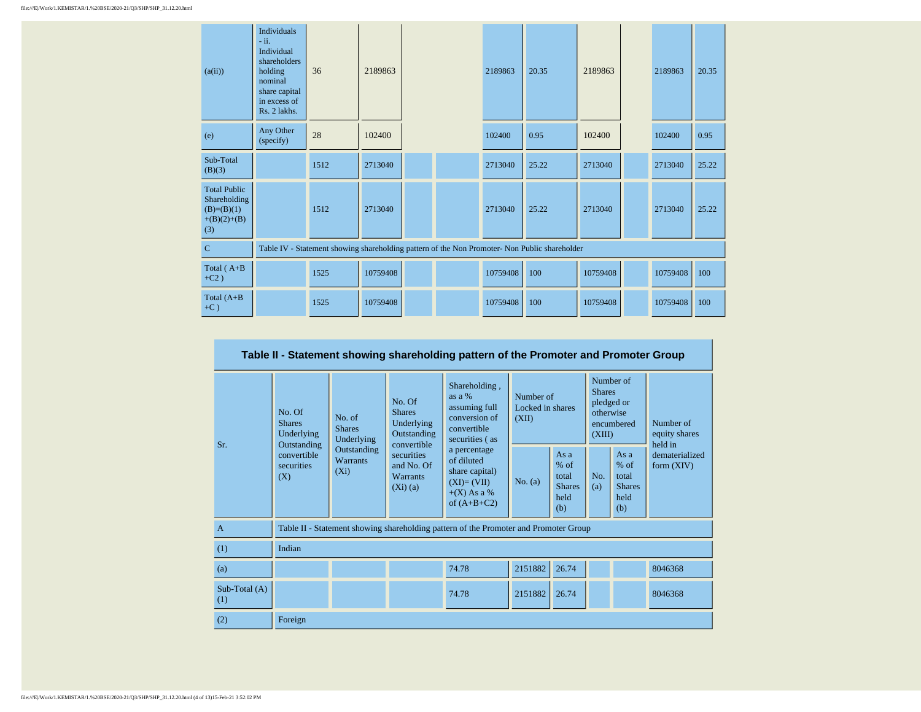| | | | | | | | | | | | |
|---|---|---|---|---|---|---|---|---|---|---|---|
| (a(ii)) | Individuals - ii. Individual shareholders holding nominal share capital in excess of Rs. 2 lakhs. | 36 | 2189863 | | | 2189863 | 20.35 | 2189863 | | 2189863 | 20.35 |
| (e) | Any Other (specify) | 28 | 102400 | | | 102400 | 0.95 | 102400 | | 102400 | 0.95 |
| Sub-Total (B)(3) | | 1512 | 2713040 | | | 2713040 | 25.22 | 2713040 | | 2713040 | 25.22 |
| Total Public Shareholding (B)=(B)(1)+(B)(2)+(B)(3) | | 1512 | 2713040 | | | 2713040 | 25.22 | 2713040 | | 2713040 | 25.22 |
| C | Table IV - Statement showing shareholding pattern of the Non Promoter- Non Public shareholder | | | | | | | | | | |
| Total ( A+B +C2 ) | | 1525 | 10759408 | | | 10759408 | 100 | 10759408 | | 10759408 | 100 |
| Total (A+B +C ) | | 1525 | 10759408 | | | 10759408 | 100 | 10759408 | | 10759408 | 100 |

## Table II - Statement showing shareholding pattern of the Promoter and Promoter Group

| Sr. | No. Of Shares Underlying Outstanding convertible securities (X) | No. of Shares Underlying Outstanding Warrants (Xi) | No. Of Shares Underlying Outstanding convertible securities and No. Of Warrants (Xi) (a) | Shareholding , as a % assuming full conversion of convertible securities ( as a percentage of diluted share capital) (XI)= (VII)+(X) As a % of (A+B+C2) | Number of Locked in shares (XII) | | Number of Shares pledged or otherwise encumbered (XIII) | | Number of equity shares held in dematerialized form (XIV) |
|---|---|---|---|---|---|---|---|---|---|
| | | | | | No. (a) | As a % of total Shares held (b) | No. (a) | As a % of total Shares held (b) | |
| A | Table II - Statement showing shareholding pattern of the Promoter and Promoter Group | | | | | | | | |
| (1) | Indian | | | | | | | | |
| (a) | | | | 74.78 | 2151882 | 26.74 | | | 8046368 |
| Sub-Total (A)(1) | | | | 74.78 | 2151882 | 26.74 | | | 8046368 |
| (2) | Foreign | | | | | | | | |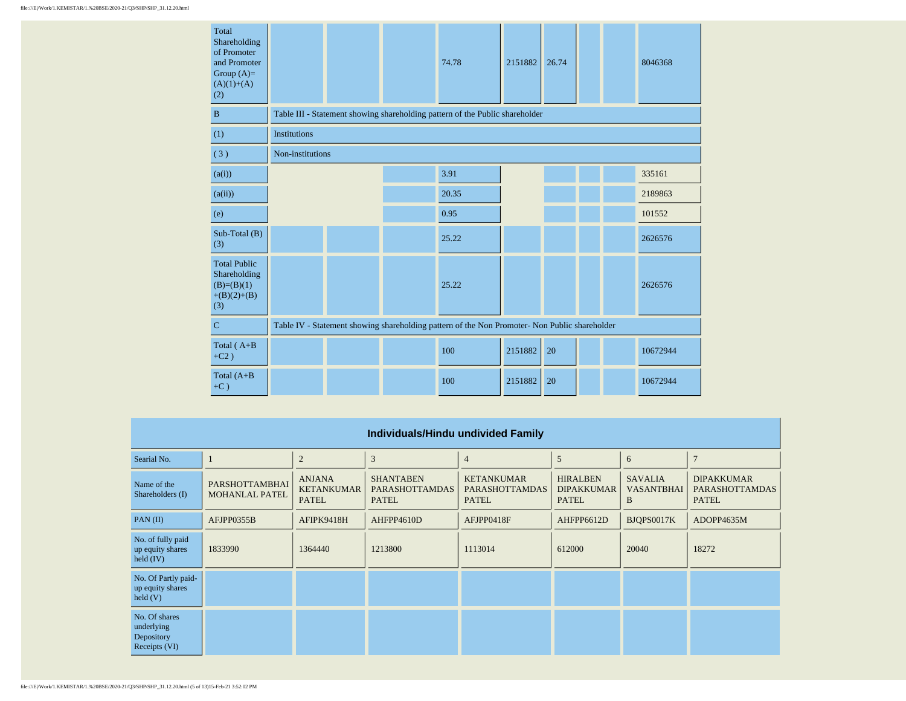| | | | | | | | | | |
|---|---|---|---|---|---|---|---|---|---|
| Total Shareholding of Promoter and Promoter Group (A)=(A)(1)+(A)(2) | | | | 74.78 | 2151882 | 26.74 | | | 8046368 |
| B | Table III - Statement showing shareholding pattern of the Public shareholder | | | | | | | | |
| (1) | Institutions | | | | | | | | |
| ( 3 ) | Non-institutions | | | | | | | | |
| (a(i)) | | | | 3.91 | | | | | 335161 |
| (a(ii)) | | | | 20.35 | | | | | 2189863 |
| (e) | | | | 0.95 | | | | | 101552 |
| Sub-Total (B)(3) | | | | 25.22 | | | | | 2626576 |
| Total Public Shareholding (B)=(B)(1)+(B)(2)+(B)(3) | | | | 25.22 | | | | | 2626576 |
| C | Table IV - Statement showing shareholding pattern of the Non Promoter- Non Public shareholder | | | | | | | | |
| Total ( A+B+C2 ) | | | | 100 | 2151882 | 20 | | | 10672944 |
| Total (A+B+C ) | | | | 100 | 2151882 | 20 | | | 10672944 |

## Individuals/Hindu undivided Family

| Searial No. | 1 | 2 | 3 | 4 | 5 | 6 | 7 |
|---|---|---|---|---|---|---|---|
| Name of the Shareholders (I) | PARSHOTTAMBHAI MOHANLAL PATEL | ANJANA KETANKUMAR PATEL | SHANTABEN PARASHOTTAMDAS PATEL | KETANKUMAR PARASHOTTAMDAS PATEL | HIRALBEN DIPAKKUMAR PATEL | SAVALIA VASANTBHAI B | DIPAKKUMAR PARASHOTTAMDAS PATEL |
| PAN (II) | AFJPP0355B | AFIPK9418H | AHFPP4610D | AFJPP0418F | AHFPP6612D | BJQPS0017K | ADOPP4635M |
| No. of fully paid up equity shares held (IV) | 1833990 | 1364440 | 1213800 | 1113014 | 612000 | 20040 | 18272 |
| No. Of Partly paid-up equity shares held (V) | | | | | | | |
| No. Of shares underlying Depository Receipts (VI) | | | | | | | |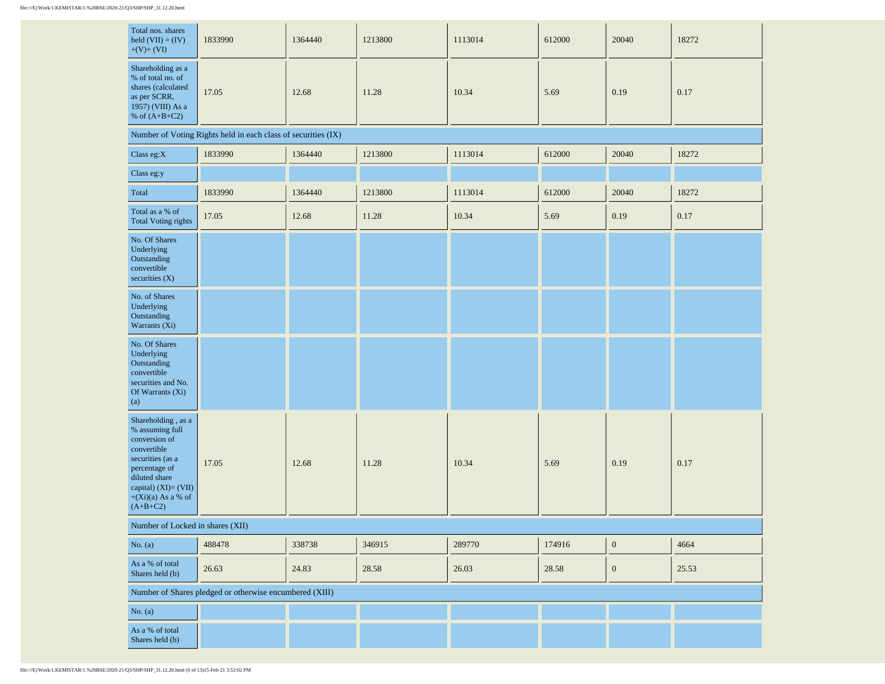| | | | | | | | |
|---|---|---|---|---|---|---|---|
| Total nos. shares held (VII) = (IV)+(V)+ (VI) | 1833990 | 1364440 | 1213800 | 1113014 | 612000 | 20040 | 18272 |
| Shareholding as a % of total no. of shares (calculated as per SCRR, 1957) (VIII) As a % of (A+B+C2) | 17.05 | 12.68 | 11.28 | 10.34 | 5.69 | 0.19 | 0.17 |
| Number of Voting Rights held in each class of securities (IX) | | | | | | | |
| Class eg:X | 1833990 | 1364440 | 1213800 | 1113014 | 612000 | 20040 | 18272 |
| Class eg:y | | | | | | | |
| Total | 1833990 | 1364440 | 1213800 | 1113014 | 612000 | 20040 | 18272 |
| Total as a % of Total Voting rights | 17.05 | 12.68 | 11.28 | 10.34 | 5.69 | 0.19 | 0.17 |
| No. Of Shares Underlying Outstanding convertible securities (X) | | | | | | | |
| No. of Shares Underlying Outstanding Warrants (Xi) | | | | | | | |
| No. Of Shares Underlying Outstanding convertible securities and No. Of Warrants (Xi) (a) | | | | | | | |
| Shareholding , as a % assuming full conversion of convertible securities (as a percentage of diluted share capital) (XI)= (VII)+(Xi)(a) As a % of (A+B+C2) | 17.05 | 12.68 | 11.28 | 10.34 | 5.69 | 0.19 | 0.17 |
| Number of Locked in shares (XII) | | | | | | | |
| No. (a) | 488478 | 338738 | 346915 | 289770 | 174916 | 0 | 4664 |
| As a % of total Shares held (b) | 26.63 | 24.83 | 28.58 | 26.03 | 28.58 | 0 | 25.53 |
| Number of Shares pledged or otherwise encumbered (XIII) | | | | | | | |
| No. (a) | | | | | | | |
| As a % of total Shares held (b) | | | | | | | |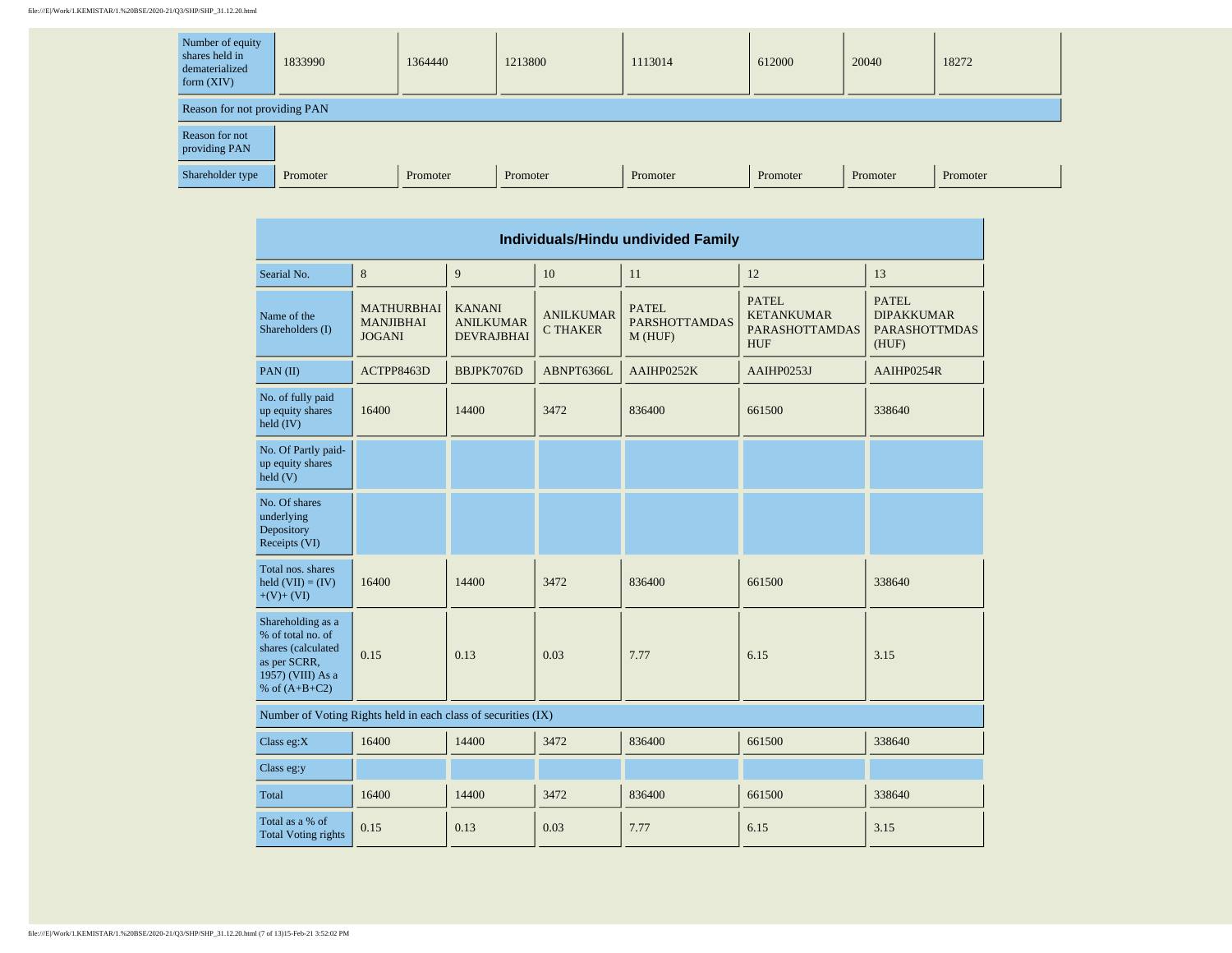| Number of equity shares held in dematerialized form (XIV) | 1833990 | 1364440 | 1213800 | 1113014 | 612000 | 20040 | 18272 |
|---|---|---|---|---|---|---|---|
| Reason for not providing PAN | | | | | | | |
| Reason for not providing PAN | | | | | | | |
| Shareholder type | Promoter | Promoter | Promoter | Promoter | Promoter | Promoter | Promoter |

## Individuals/Hindu undivided Family

| Searial No. | 8 | 9 | 10 | 11 | 12 | 13 |
|---|---|---|---|---|---|---|
| Name of the Shareholders (I) | MATHURBHAI MANJIBHAI JOGANI | KANANI ANILKUMAR DEVRAJBHAI | ANILKUMAR C THAKER | PATEL PARSHOTTAMDAS M (HUF) | PATEL KETANKUMAR PARASHOTTAMDAS HUF | PATEL DIPAKKUMAR PARASHOTTMDAS (HUF) |
| PAN (II) | ACTPP8463D | BBJPK7076D | ABNPT6366L | AAIHP0252K | AAIHP0253J | AAIHP0254R |
| No. of fully paid up equity shares held (IV) | 16400 | 14400 | 3472 | 836400 | 661500 | 338640 |
| No. Of Partly paid-up equity shares held (V) | | | | | | |
| No. Of shares underlying Depository Receipts (VI) | | | | | | |
| Total nos. shares held (VII) = (IV)+(V)+ (VI) | 16400 | 14400 | 3472 | 836400 | 661500 | 338640 |
| Shareholding as a % of total no. of shares (calculated as per SCRR, 1957) (VIII) As a % of (A+B+C2) | 0.15 | 0.13 | 0.03 | 7.77 | 6.15 | 3.15 |
| Number of Voting Rights held in each class of securities (IX) | | | | | | |
| Class eg:X | 16400 | 14400 | 3472 | 836400 | 661500 | 338640 |
| Class eg:y | | | | | | |
| Total | 16400 | 14400 | 3472 | 836400 | 661500 | 338640 |
| Total as a % of Total Voting rights | 0.15 | 0.13 | 0.03 | 7.77 | 6.15 | 3.15 |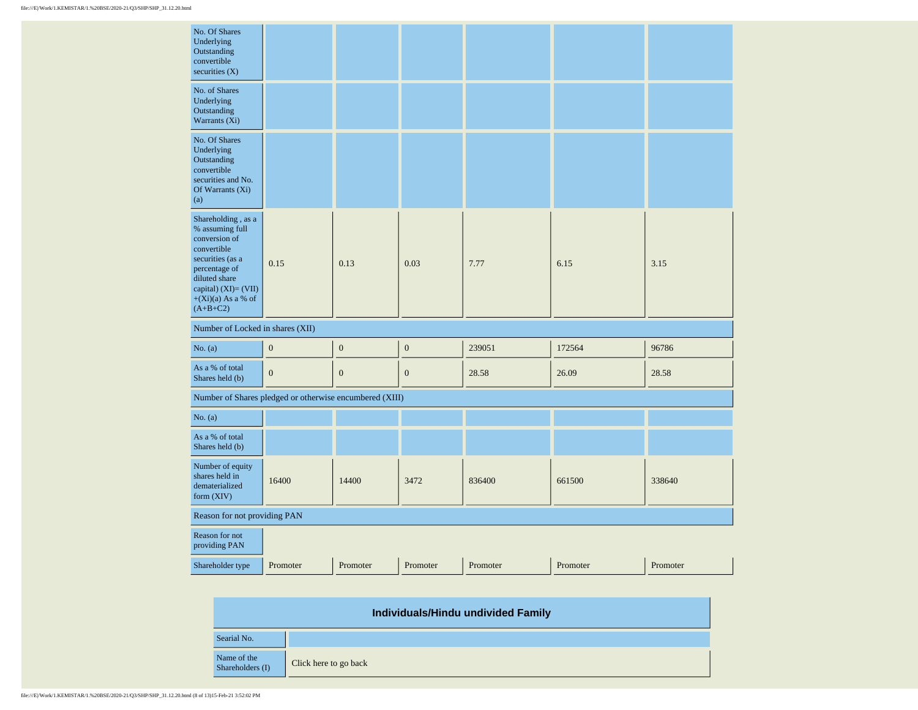| No. Of Shares Underlying Outstanding convertible securities (X) | | | | | | |
|---|---|---|---|---|---|---|
| No. of Shares Underlying Outstanding Warrants (Xi) | | | | | | |
| No. Of Shares Underlying Outstanding convertible securities and No. Of Warrants (Xi) (a) | | | | | | |
| Shareholding , as a % assuming full conversion of convertible securities (as a percentage of diluted share capital) (XI)= (VII)+(Xi)(a) As a % of (A+B+C2) | 0.15 | 0.13 | 0.03 | 7.77 | 6.15 | 3.15 |
| Number of Locked in shares (XII) | | | | | | |
| No. (a) | 0 | 0 | 0 | 239051 | 172564 | 96786 |
| As a % of total Shares held (b) | 0 | 0 | 0 | 28.58 | 26.09 | 28.58 |
| Number of Shares pledged or otherwise encumbered (XIII) | | | | | | |
| No. (a) | | | | | | |
| As a % of total Shares held (b) | | | | | | |
| Number of equity shares held in dematerialized form (XIV) | 16400 | 14400 | 3472 | 836400 | 661500 | 338640 |
| Reason for not providing PAN | | | | | | |
| Reason for not providing PAN | | | | | | |
| Shareholder type | Promoter | Promoter | Promoter | Promoter | Promoter | Promoter |

| Individuals/Hindu undivided Family | |
|---|---|
| Searial No. | |
| Name of the Shareholders (I) | Click here to go back |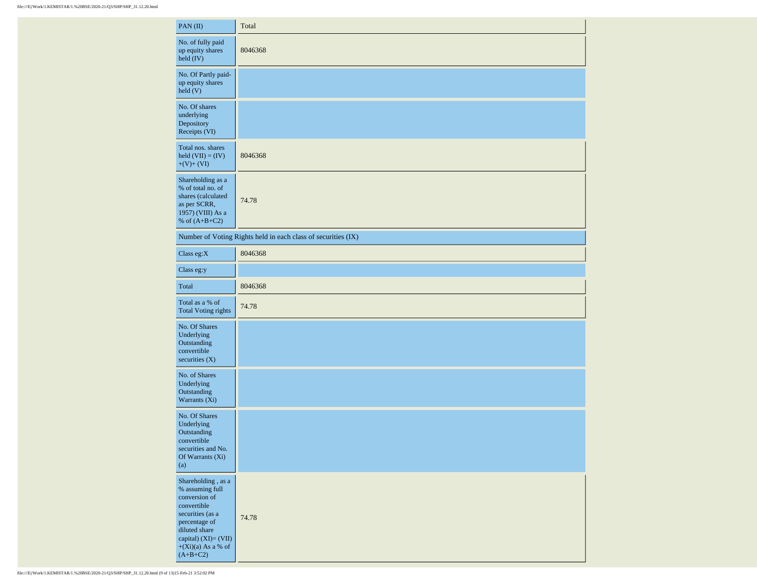| PAN (II) | Total |
|---|---|
| No. of fully paid up equity shares held (IV) | 8046368 |
| No. Of Partly paid-up equity shares held (V) | |
| No. Of shares underlying Depository Receipts (VI) | |
| Total nos. shares held (VII) = (IV)+(V)+ (VI) | 8046368 |
| Shareholding as a % of total no. of shares (calculated as per SCRR, 1957) (VIII) As a % of (A+B+C2) | 74.78 |
| Number of Voting Rights held in each class of securities (IX) | |
| Class eg:X | 8046368 |
| Class eg:y | |
| Total | 8046368 |
| Total as a % of Total Voting rights | 74.78 |
| No. Of Shares Underlying Outstanding convertible securities (X) | |
| No. of Shares Underlying Outstanding Warrants (Xi) | |
| No. Of Shares Underlying Outstanding convertible securities and No. Of Warrants (Xi) (a) | |
| Shareholding , as a % assuming full conversion of convertible securities (as a percentage of diluted share capital) (XI)= (VII)+(Xi)(a) As a % of (A+B+C2) | 74.78 |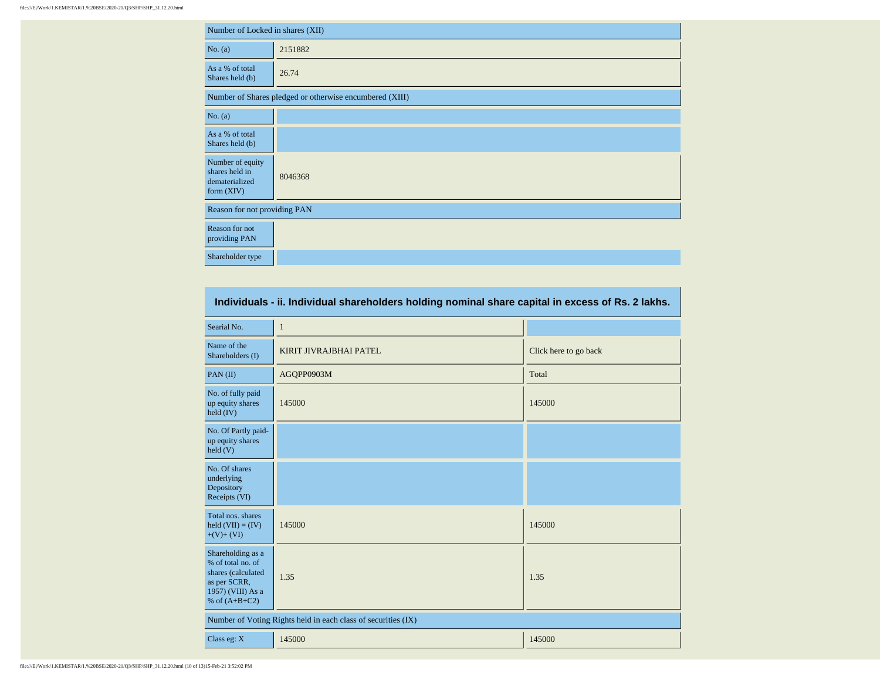| Number of Locked in shares (XII) | |
|---|---|
| No. (a) | 2151882 |
| As a % of total Shares held (b) | 26.74 |
| Number of Shares pledged or otherwise encumbered (XIII) | |
| No. (a) | |
| As a % of total Shares held (b) | |
| Number of equity shares held in dematerialized form (XIV) | 8046368 |
| Reason for not providing PAN | |
| Reason for not providing PAN | |
| Shareholder type | |

## Individuals - ii. Individual shareholders holding nominal share capital in excess of Rs. 2 lakhs.

| Searial No. | 1 | |
|---|---|---|
| Name of the Shareholders (I) | KIRIT JIVRAJBHAI PATEL | Click here to go back |
| PAN (II) | AGQPP0903M | Total |
| No. of fully paid up equity shares held (IV) | 145000 | 145000 |
| No. Of Partly paid-up equity shares held (V) | | |
| No. Of shares underlying Depository Receipts (VI) | | |
| Total nos. shares held (VII) = (IV)+(V)+ (VI) | 145000 | 145000 |
| Shareholding as a % of total no. of shares (calculated as per SCRR, 1957) (VIII) As a % of (A+B+C2) | 1.35 | 1.35 |
| Number of Voting Rights held in each class of securities (IX) | | |
| Class eg: X | 145000 | 145000 |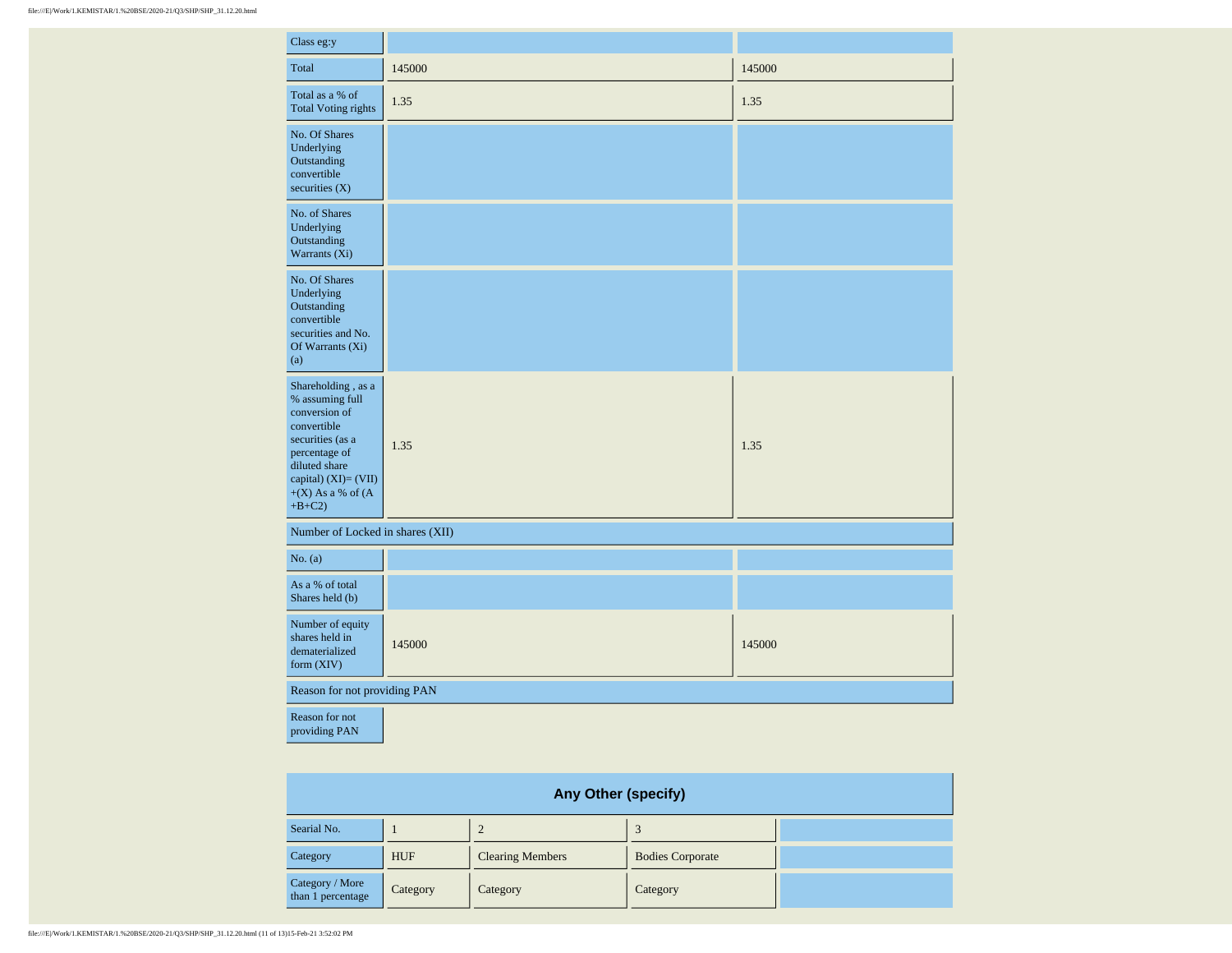| | | |
|---|---|---|
| Class eg:y | | |
| Total | 145000 | 145000 |
| Total as a % of Total Voting rights | 1.35 | 1.35 |
| No. Of Shares Underlying Outstanding convertible securities (X) | | |
| No. of Shares Underlying Outstanding Warrants (Xi) | | |
| No. Of Shares Underlying Outstanding convertible securities and No. Of Warrants (Xi) (a) | | |
| Shareholding , as a % assuming full conversion of convertible securities (as a percentage of diluted share capital) (XI)= (VII) +(X) As a % of (A +B+C2) | 1.35 | 1.35 |
| Number of Locked in shares (XII) | | |
| No. (a) | | |
| As a % of total Shares held (b) | | |
| Number of equity shares held in dematerialized form (XIV) | 145000 | 145000 |
| Reason for not providing PAN | | |
| Reason for not providing PAN | | |

## Any Other (specify)

| Searial No. | 1 | 2 | 3 | |
|---|---|---|---|---|
| Category | HUF | Clearing Members | Bodies Corporate | |
| Category / More than 1 percentage | Category | Category | Category | |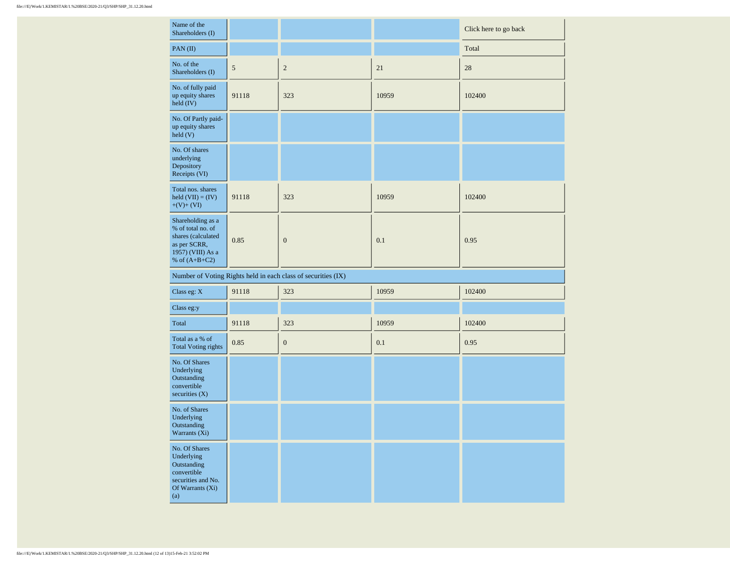| Name of the Shareholders (I) | | | | Click here to go back |
| --- | --- | --- | --- | --- |
| PAN (II) | | | | Total |
| No. of the Shareholders (I) | 5 | 2 | 21 | 28 |
| No. of fully paid up equity shares held (IV) | 91118 | 323 | 10959 | 102400 |
| No. Of Partly paid-up equity shares held (V) | | | | |
| No. Of shares underlying Depository Receipts (VI) | | | | |
| Total nos. shares held (VII) = (IV)+(V)+ (VI) | 91118 | 323 | 10959 | 102400 |
| Shareholding as a % of total no. of shares (calculated as per SCRR, 1957) (VIII) As a % of (A+B+C2) | 0.85 | 0 | 0.1 | 0.95 |
| Number of Voting Rights held in each class of securities (IX) | | | | |
| Class eg: X | 91118 | 323 | 10959 | 102400 |
| Class eg:y | | | | |
| Total | 91118 | 323 | 10959 | 102400 |
| Total as a % of Total Voting rights | 0.85 | 0 | 0.1 | 0.95 |
| No. Of Shares Underlying Outstanding convertible securities (X) | | | | |
| No. of Shares Underlying Outstanding Warrants (Xi) | | | | |
| No. Of Shares Underlying Outstanding convertible securities and No. Of Warrants (Xi) (a) | | | | |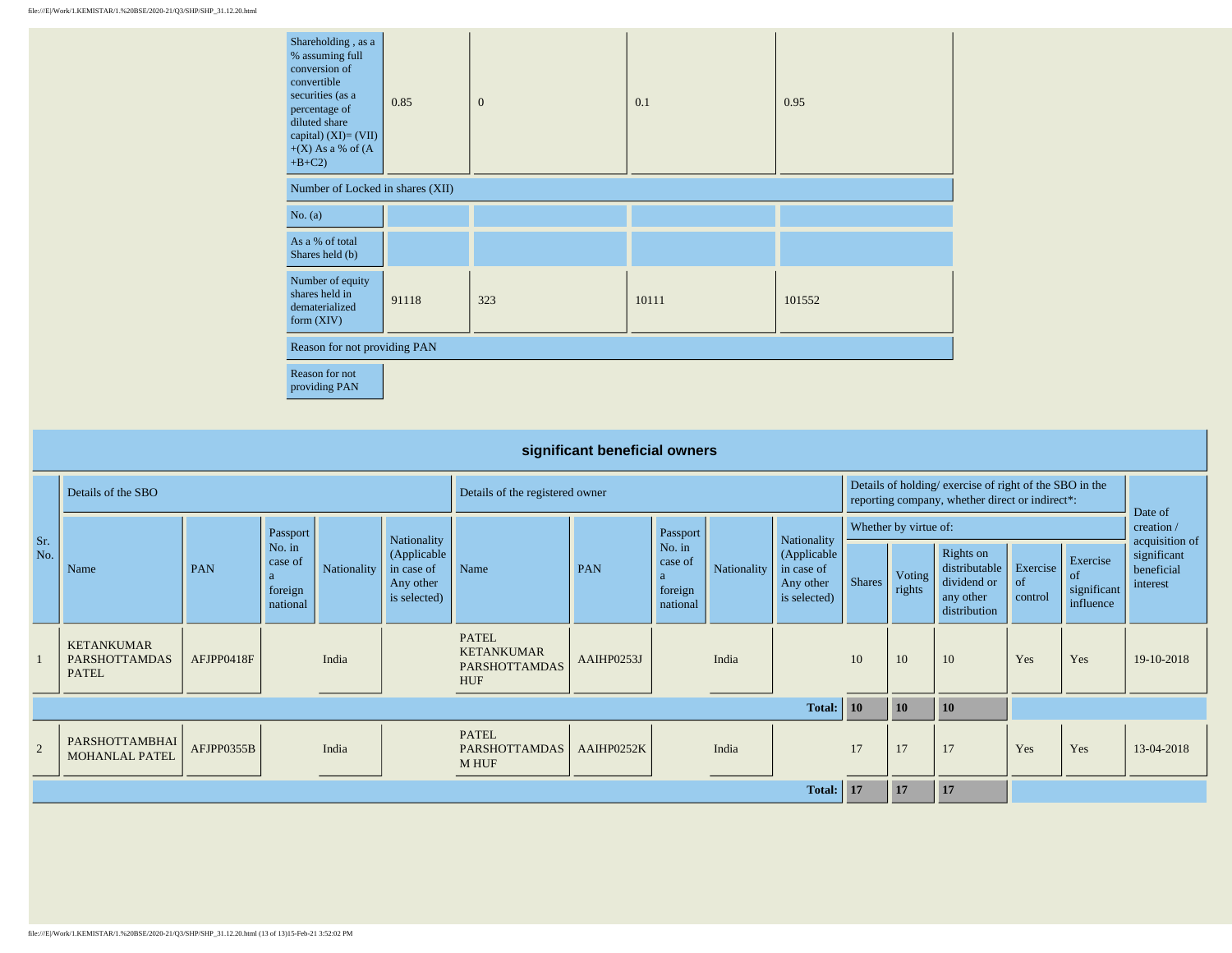| | | | | |
|---|---|---|---|---|
| Shareholding , as a % assuming full conversion of convertible securities (as a percentage of diluted share capital) (XI)= (VII)+(X) As a % of (A+B+C2) | 0.85 | 0 | 0.1 | 0.95 |
| Number of Locked in shares (XII) | | | | |
| No. (a) | | | | |
| As a % of total Shares held (b) | | | | |
| Number of equity shares held in dematerialized form (XIV) | 91118 | 323 | 10111 | 101552 |
| Reason for not providing PAN | | | | |
| Reason for not providing PAN | | | | |

## significant beneficial owners

| Sr. No. | Details of the SBO | | | | | Details of the registered owner | | | | | Details of holding/ exercise of right of the SBO in the reporting company, whether direct or indirect*: | | | | | Date of creation / acquisition of significant beneficial interest |
|---|---|---|---|---|---|---|---|---|---|---|---|---|---|---|---|---|
| | | | | | | | | | | | Whether by virtue of: | | | | | |
| | Name | PAN | Passport No. in case of a foreign national | Nationality | Nationality (Applicable in case of Any other is selected) | Name | PAN | Passport No. in case of a foreign national | Nationality | Nationality (Applicable in case of Any other is selected) | Shares | Voting rights | Rights on distributable dividend or any other distribution | Exercise of control | Exercise of significant influence | |
| 1 | KETANKUMAR PARSHOTTAMDAS PATEL | AFJPP0418F | | India | | PATEL KETANKUMAR PARSHOTTAMDAS HUF | AAIHP0253J | | India | | 10 | 10 | 10 | Yes | Yes | 19-10-2018 |
| | | | | | | | | | | **Total:** | **10** | **10** | **10** | | | |
| 2 | PARSHOTTAMBHAI MOHANLAL PATEL | AFJPP0355B | | India | | PATEL PARSHOTTAMDAS M HUF | AAIHP0252K | | India | | 17 | 17 | 17 | Yes | Yes | 13-04-2018 |
| | | | | | | | | | | **Total:** | **17** | **17** | **17** | | | |